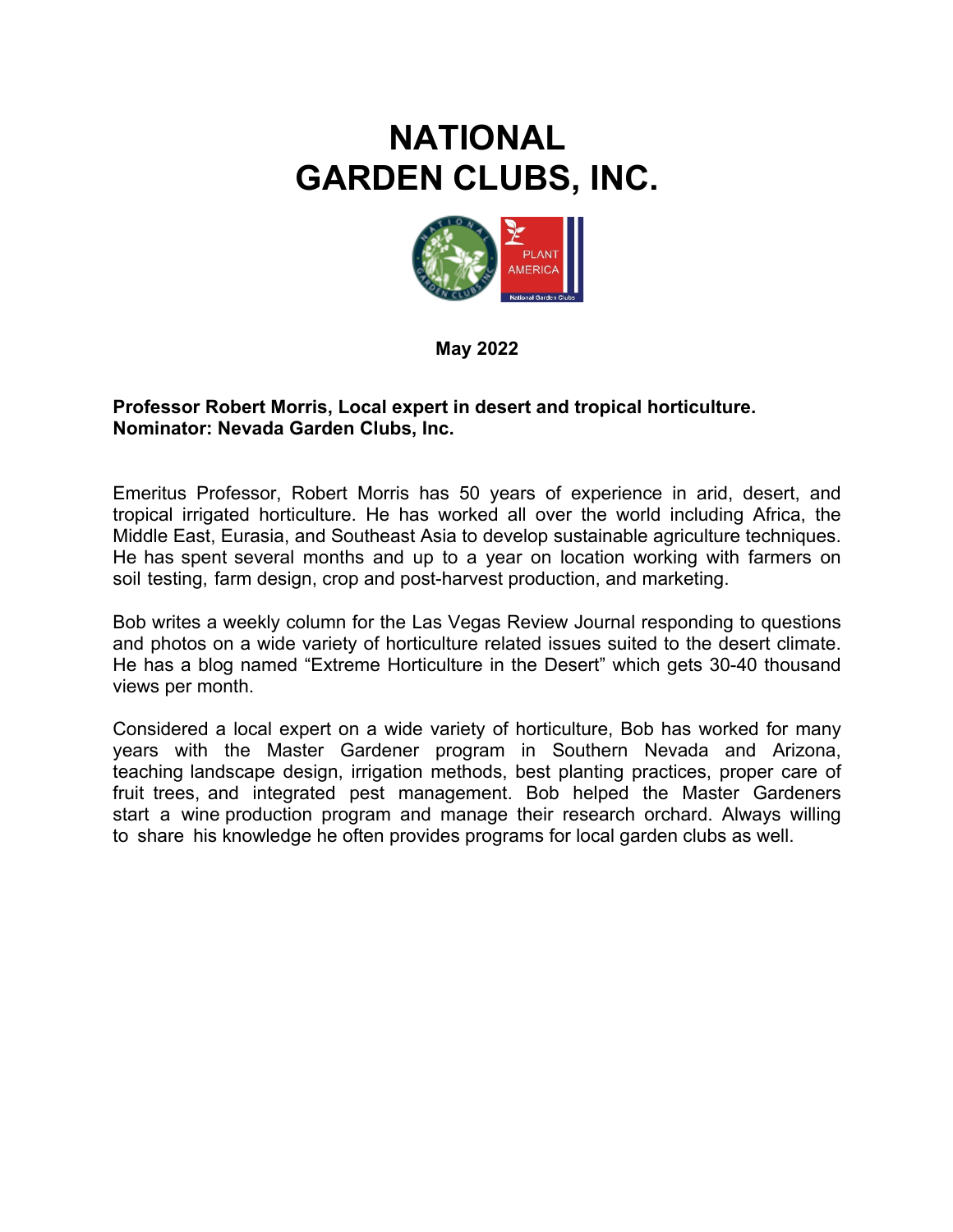# NATIONAL GARDEN CLUBS, INC.

**May 2022**

**Professor Robert Morris, Local expert in desert and tropical horticulture.**
**Nominator: Nevada Garden Clubs, Inc.**

Emeritus Professor, Robert Morris has 50 years of experience in arid, desert, and tropical irrigated horticulture. He has worked all over the world including Africa, the Middle East, Eurasia, and Southeast Asia to develop sustainable agriculture techniques. He has spent several months and up to a year on location working with farmers on soil testing, farm design, crop and post-harvest production, and marketing.

Bob writes a weekly column for the Las Vegas Review Journal responding to questions and photos on a wide variety of horticulture related issues suited to the desert climate. He has a blog named "Extreme Horticulture in the Desert" which gets 30-40 thousand views per month.

Considered a local expert on a wide variety of horticulture, Bob has worked for many years with the Master Gardener program in Southern Nevada and Arizona, teaching landscape design, irrigation methods, best planting practices, proper care of fruit trees, and integrated pest management. Bob helped the Master Gardeners start a wine production program and manage their research orchard. Always willing to share his knowledge he often provides programs for local garden clubs as well.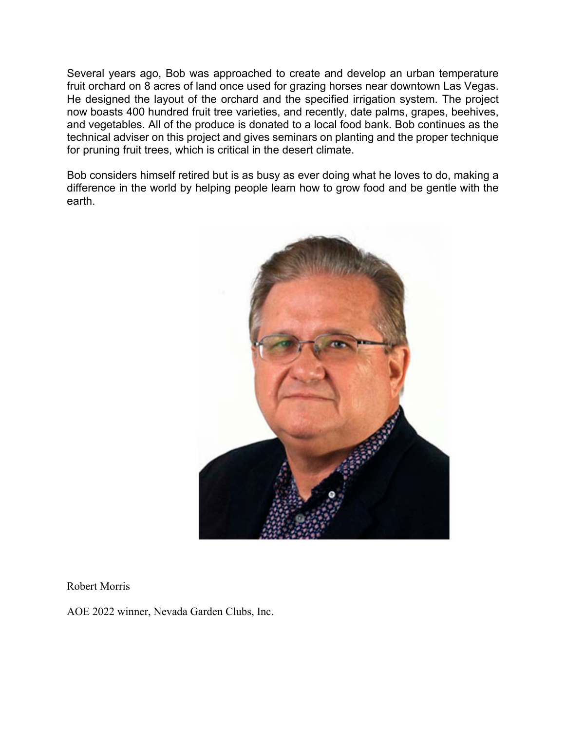Several years ago, Bob was approached to create and develop an urban temperature fruit orchard on 8 acres of land once used for grazing horses near downtown Las Vegas. He designed the layout of the orchard and the specified irrigation system. The project now boasts 400 hundred fruit tree varieties, and recently, date palms, grapes, beehives, and vegetables. All of the produce is donated to a local food bank. Bob continues as the technical adviser on this project and gives seminars on planting and the proper technique for pruning fruit trees, which is critical in the desert climate.

Bob considers himself retired but is as busy as ever doing what he loves to do, making a difference in the world by helping people learn how to grow food and be gentle with the earth.

Robert Morris

AOE 2022 winner, Nevada Garden Clubs, Inc.